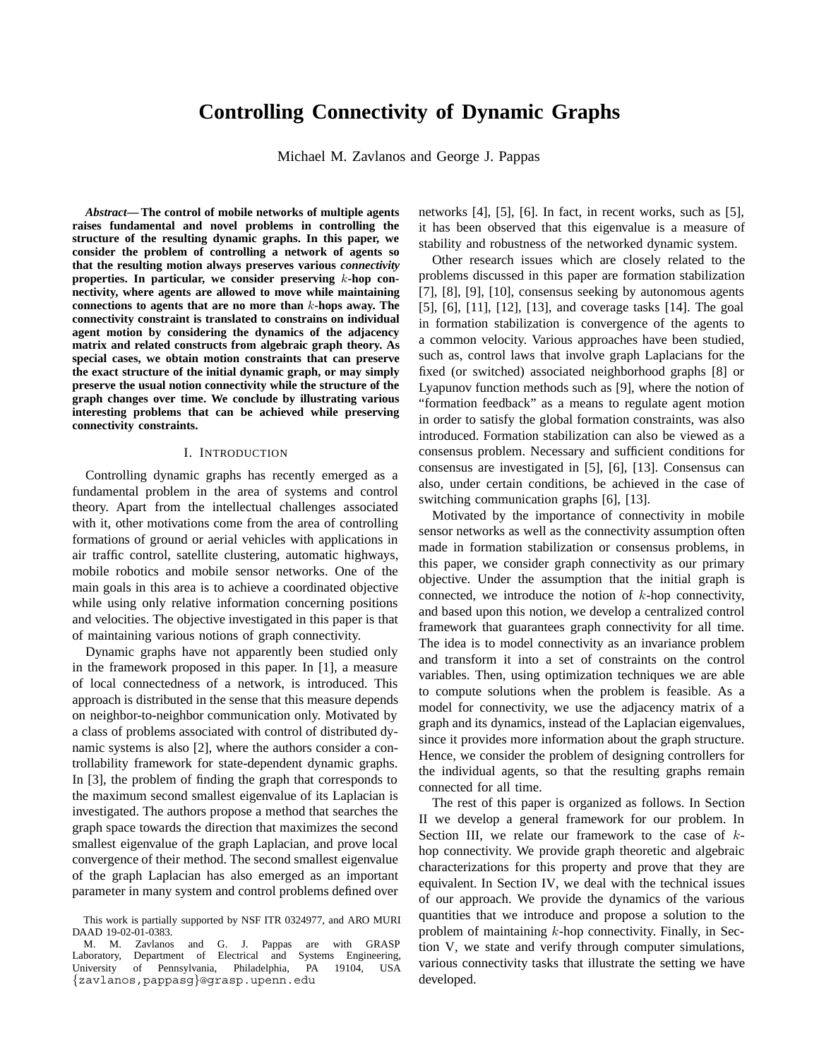# Controlling Connectivity of Dynamic Graphs

Michael M. Zavlanos and George J. Pappas

***Abstract*— The control of mobile networks of multiple agents raises fundamental and novel problems in controlling the structure of the resulting dynamic graphs. In this paper, we consider the problem of controlling a network of agents so that the resulting motion always preserves various *connectivity* properties. In particular, we consider preserving $k$-hop connectivity, where agents are allowed to move while maintaining connections to agents that are no more than $k$-hops away. The connectivity constraint is translated to constrains on individual agent motion by considering the dynamics of the adjacency matrix and related constructs from algebraic graph theory. As special cases, we obtain motion constraints that can preserve the exact structure of the initial dynamic graph, or may simply preserve the usual notion connectivity while the structure of the graph changes over time. We conclude by illustrating various interesting problems that can be achieved while preserving connectivity constraints.**

## I. INTRODUCTION

Controlling dynamic graphs has recently emerged as a fundamental problem in the area of systems and control theory. Apart from the intellectual challenges associated with it, other motivations come from the area of controlling formations of ground or aerial vehicles with applications in air traffic control, satellite clustering, automatic highways, mobile robotics and mobile sensor networks. One of the main goals in this area is to achieve a coordinated objective while using only relative information concerning positions and velocities. The objective investigated in this paper is that of maintaining various notions of graph connectivity.

Dynamic graphs have not apparently been studied only in the framework proposed in this paper. In [1], a measure of local connectedness of a network, is introduced. This approach is distributed in the sense that this measure depends on neighbor-to-neighbor communication only. Motivated by a class of problems associated with control of distributed dynamic systems is also [2], where the authors consider a controllability framework for state-dependent dynamic graphs. In [3], the problem of finding the graph that corresponds to the maximum second smallest eigenvalue of its Laplacian is investigated. The authors propose a method that searches the graph space towards the direction that maximizes the second smallest eigenvalue of the graph Laplacian, and prove local convergence of their method. The second smallest eigenvalue of the graph Laplacian has also emerged as an important parameter in many system and control problems defined over networks [4], [5], [6]. In fact, in recent works, such as [5], it has been observed that this eigenvalue is a measure of stability and robustness of the networked dynamic system.

Other research issues which are closely related to the problems discussed in this paper are formation stabilization [7], [8], [9], [10], consensus seeking by autonomous agents [5], [6], [11], [12], [13], and coverage tasks [14]. The goal in formation stabilization is convergence of the agents to a common velocity. Various approaches have been studied, such as, control laws that involve graph Laplacians for the fixed (or switched) associated neighborhood graphs [8] or Lyapunov function methods such as [9], where the notion of "formation feedback" as a means to regulate agent motion in order to satisfy the global formation constraints, was also introduced. Formation stabilization can also be viewed as a consensus problem. Necessary and sufficient conditions for consensus are investigated in [5], [6], [13]. Consensus can also, under certain conditions, be achieved in the case of switching communication graphs [6], [13].

Motivated by the importance of connectivity in mobile sensor networks as well as the connectivity assumption often made in formation stabilization or consensus problems, in this paper, we consider graph connectivity as our primary objective. Under the assumption that the initial graph is connected, we introduce the notion of $k$-hop connectivity, and based upon this notion, we develop a centralized control framework that guarantees graph connectivity for all time. The idea is to model connectivity as an invariance problem and transform it into a set of constraints on the control variables. Then, using optimization techniques we are able to compute solutions when the problem is feasible. As a model for connectivity, we use the adjacency matrix of a graph and its dynamics, instead of the Laplacian eigenvalues, since it provides more information about the graph structure. Hence, we consider the problem of designing controllers for the individual agents, so that the resulting graphs remain connected for all time.

The rest of this paper is organized as follows. In Section II we develop a general framework for our problem. In Section III, we relate our framework to the case of $k$-hop connectivity. We provide graph theoretic and algebraic characterizations for this property and prove that they are equivalent. In Section IV, we deal with the technical issues of our approach. We provide the dynamics of the various quantities that we introduce and propose a solution to the problem of maintaining $k$-hop connectivity. Finally, in Section V, we state and verify through computer simulations, various connectivity tasks that illustrate the setting we have developed.

This work is partially supported by NSF ITR 0324977, and ARO MURI DAAD 19-02-01-0383.

M. M. Zavlanos and G. J. Pappas are with GRASP Laboratory, Department of Electrical and Systems Engineering, University of Pennsylvania, Philadelphia, PA 19104, USA {zavlanos,pappasg}@grasp.upenn.edu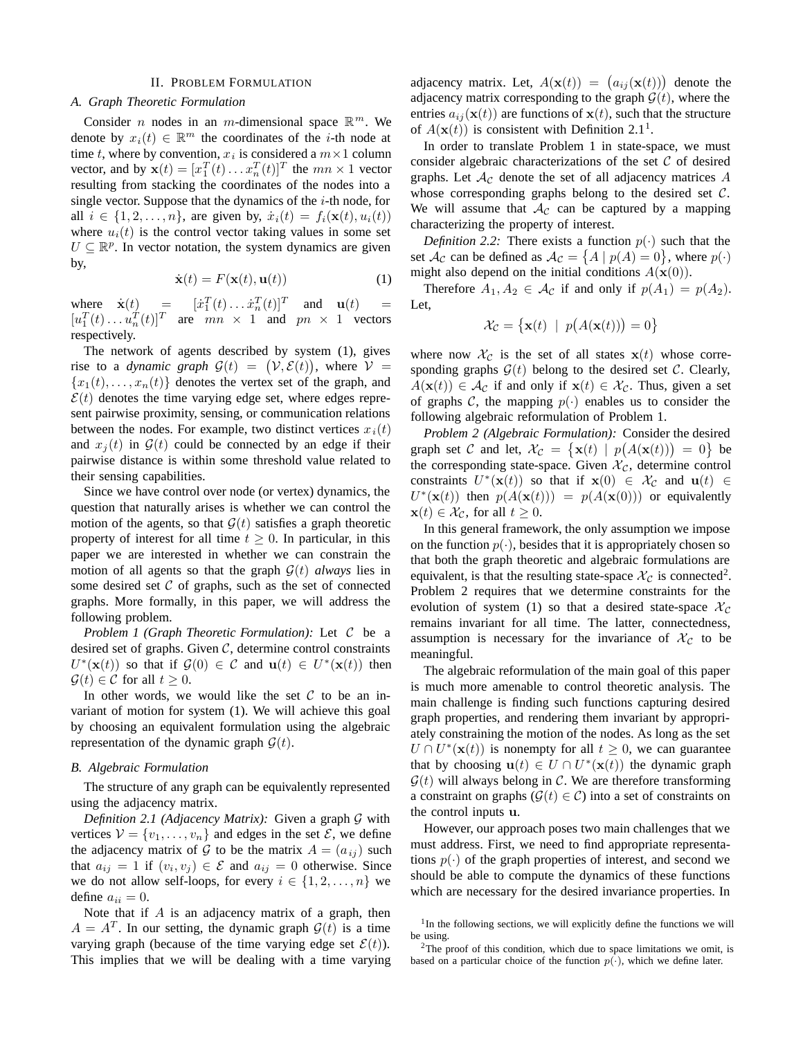## II. Problem Formulation

### A. Graph Theoretic Formulation

Consider $n$ nodes in an $m$-dimensional space $\mathbb{R}^m$. We denote by $x_i(t) \in \mathbb{R}^m$ the coordinates of the $i$-th node at time $t$, where by convention, $x_i$ is considered a $m \times 1$ column vector, and by $\mathbf{x}(t) = [x_1^T(t) \dots x_n^T(t)]^T$ the $mn \times 1$ vector resulting from stacking the coordinates of the nodes into a single vector. Suppose that the dynamics of the $i$-th node, for all $i \in \{1, 2, \dots, n\}$, are given by, $\dot{x}_i(t) = f_i(\mathbf{x}(t), u_i(t))$ where $u_i(t)$ is the control vector taking values in some set $U \subseteq \mathbb{R}^p$. In vector notation, the system dynamics are given by,

$$\dot{\mathbf{x}}(t) = F(\mathbf{x}(t), \mathbf{u}(t)) \tag{1}$$

where $\dot{\mathbf{x}}(t) = [\dot{x}_1^T(t) \dots \dot{x}_n^T(t)]^T$ and $\mathbf{u}(t) = [u_1^T(t) \dots u_n^T(t)]^T$ are $mn \times 1$ and $pn \times 1$ vectors respectively.

The network of agents described by system (1), gives rise to a *dynamic graph* $\mathcal{G}(t) = \big(\mathcal{V}, \mathcal{E}(t)\big)$, where $\mathcal{V} = \{x_1(t), \dots, x_n(t)\}$ denotes the vertex set of the graph, and $\mathcal{E}(t)$ denotes the time varying edge set, where edges represent pairwise proximity, sensing, or communication relations between the nodes. For example, two distinct vertices $x_i(t)$ and $x_j(t)$ in $\mathcal{G}(t)$ could be connected by an edge if their pairwise distance is within some threshold value related to their sensing capabilities.

Since we have control over node (or vertex) dynamics, the question that naturally arises is whether we can control the motion of the agents, so that $\mathcal{G}(t)$ satisfies a graph theoretic property of interest for all time $t \geq 0$. In particular, in this paper we are interested in whether we can constrain the motion of all agents so that the graph $\mathcal{G}(t)$ *always* lies in some desired set $\mathcal{C}$ of graphs, such as the set of connected graphs. More formally, in this paper, we will address the following problem.

*Problem 1 (Graph Theoretic Formulation):* Let $\mathcal{C}$ be a desired set of graphs. Given $\mathcal{C}$, determine control constraints $U^*(\mathbf{x}(t))$ so that if $\mathcal{G}(0) \in \mathcal{C}$ and $\mathbf{u}(t) \in U^*(\mathbf{x}(t))$ then $\mathcal{G}(t) \in \mathcal{C}$ for all $t \geq 0$.

In other words, we would like the set $\mathcal{C}$ to be an invariant of motion for system (1). We will achieve this goal by choosing an equivalent formulation using the algebraic representation of the dynamic graph $\mathcal{G}(t)$.

### B. Algebraic Formulation

The structure of any graph can be equivalently represented using the adjacency matrix.

*Definition 2.1 (Adjacency Matrix):* Given a graph $\mathcal{G}$ with vertices $\mathcal{V} = \{v_1, \dots, v_n\}$ and edges in the set $\mathcal{E}$, we define the adjacency matrix of $\mathcal{G}$ to be the matrix $A = (a_{ij})$ such that $a_{ij} = 1$ if $(v_i, v_j) \in \mathcal{E}$ and $a_{ij} = 0$ otherwise. Since we do not allow self-loops, for every $i \in \{1, 2, \dots, n\}$ we define $a_{ii} = 0$.

Note that if $A$ is an adjacency matrix of a graph, then $A = A^T$. In our setting, the dynamic graph $\mathcal{G}(t)$ is a time varying graph (because of the time varying edge set $\mathcal{E}(t)$). This implies that we will be dealing with a time varying adjacency matrix. Let, $A(\mathbf{x}(t)) = \big(a_{ij}(\mathbf{x}(t))\big)$ denote the adjacency matrix corresponding to the graph $\mathcal{G}(t)$, where the entries $a_{ij}(\mathbf{x}(t))$ are functions of $\mathbf{x}(t)$, such that the structure of $A(\mathbf{x}(t))$ is consistent with Definition 2.1[1].

In order to translate Problem 1 in state-space, we must consider algebraic characterizations of the set $\mathcal{C}$ of desired graphs. Let $\mathcal{A}_\mathcal{C}$ denote the set of all adjacency matrices $A$ whose corresponding graphs belong to the desired set $\mathcal{C}$. We will assume that $\mathcal{A}_\mathcal{C}$ can be captured by a mapping characterizing the property of interest.

*Definition 2.2:* There exists a function $p(\cdot)$ such that the set $\mathcal{A}_\mathcal{C}$ can be defined as $\mathcal{A}_\mathcal{C} = \{A \mid p(A) = 0\}$, where $p(\cdot)$ might also depend on the initial conditions $A(\mathbf{x}(0))$.

Therefore $A_1, A_2 \in \mathcal{A}_\mathcal{C}$ if and only if $p(A_1) = p(A_2)$. Let,

$$\mathcal{X}_\mathcal{C} = \{\mathbf{x}(t) \mid p\big(A(\mathbf{x}(t))\big) = 0\}$$

where now $\mathcal{X}_\mathcal{C}$ is the set of all states $\mathbf{x}(t)$ whose corresponding graphs $\mathcal{G}(t)$ belong to the desired set $\mathcal{C}$. Clearly, $A(\mathbf{x}(t)) \in \mathcal{A}_\mathcal{C}$ if and only if $\mathbf{x}(t) \in \mathcal{X}_\mathcal{C}$. Thus, given a set of graphs $\mathcal{C}$, the mapping $p(\cdot)$ enables us to consider the following algebraic reformulation of Problem 1.

*Problem 2 (Algebraic Formulation):* Consider the desired graph set $\mathcal{C}$ and let, $\mathcal{X}_\mathcal{C} = \{\mathbf{x}(t) \mid p\big(A(\mathbf{x}(t))\big) = 0\}$ be the corresponding state-space. Given $\mathcal{X}_\mathcal{C}$, determine control constraints $U^*(\mathbf{x}(t))$ so that if $\mathbf{x}(0) \in \mathcal{X}_\mathcal{C}$ and $\mathbf{u}(t) \in U^*(\mathbf{x}(t))$ then $p(A(\mathbf{x}(t))) = p(A(\mathbf{x}(0)))$ or equivalently $\mathbf{x}(t) \in \mathcal{X}_\mathcal{C}$, for all $t \geq 0$.

In this general framework, the only assumption we impose on the function $p(\cdot)$, besides that it is appropriately chosen so that both the graph theoretic and algebraic formulations are equivalent, is that the resulting state-space $\mathcal{X}_\mathcal{C}$ is connected[2]. Problem 2 requires that we determine constraints for the evolution of system (1) so that a desired state-space $\mathcal{X}_\mathcal{C}$ remains invariant for all time. The latter, connectedness, assumption is necessary for the invariance of $\mathcal{X}_\mathcal{C}$ to be meaningful.

The algebraic reformulation of the main goal of this paper is much more amenable to control theoretic analysis. The main challenge is finding such functions capturing desired graph properties, and rendering them invariant by appropriately constraining the motion of the nodes. As long as the set $U \cap U^*(\mathbf{x}(t))$ is nonempty for all $t \geq 0$, we can guarantee that by choosing $\mathbf{u}(t) \in U \cap U^*(\mathbf{x}(t))$ the dynamic graph $\mathcal{G}(t)$ will always belong in $\mathcal{C}$. We are therefore transforming a constraint on graphs ($\mathcal{G}(t) \in \mathcal{C}$) into a set of constraints on the control inputs $\mathbf{u}$.

However, our approach poses two main challenges that we must address. First, we need to find appropriate representations $p(\cdot)$ of the graph properties of interest, and second we should be able to compute the dynamics of these functions which are necessary for the desired invariance properties. In

[1] In the following sections, we will explicitly define the functions we will be using.

[2] The proof of this condition, which due to space limitations we omit, is based on a particular choice of the function $p(\cdot)$, which we define later.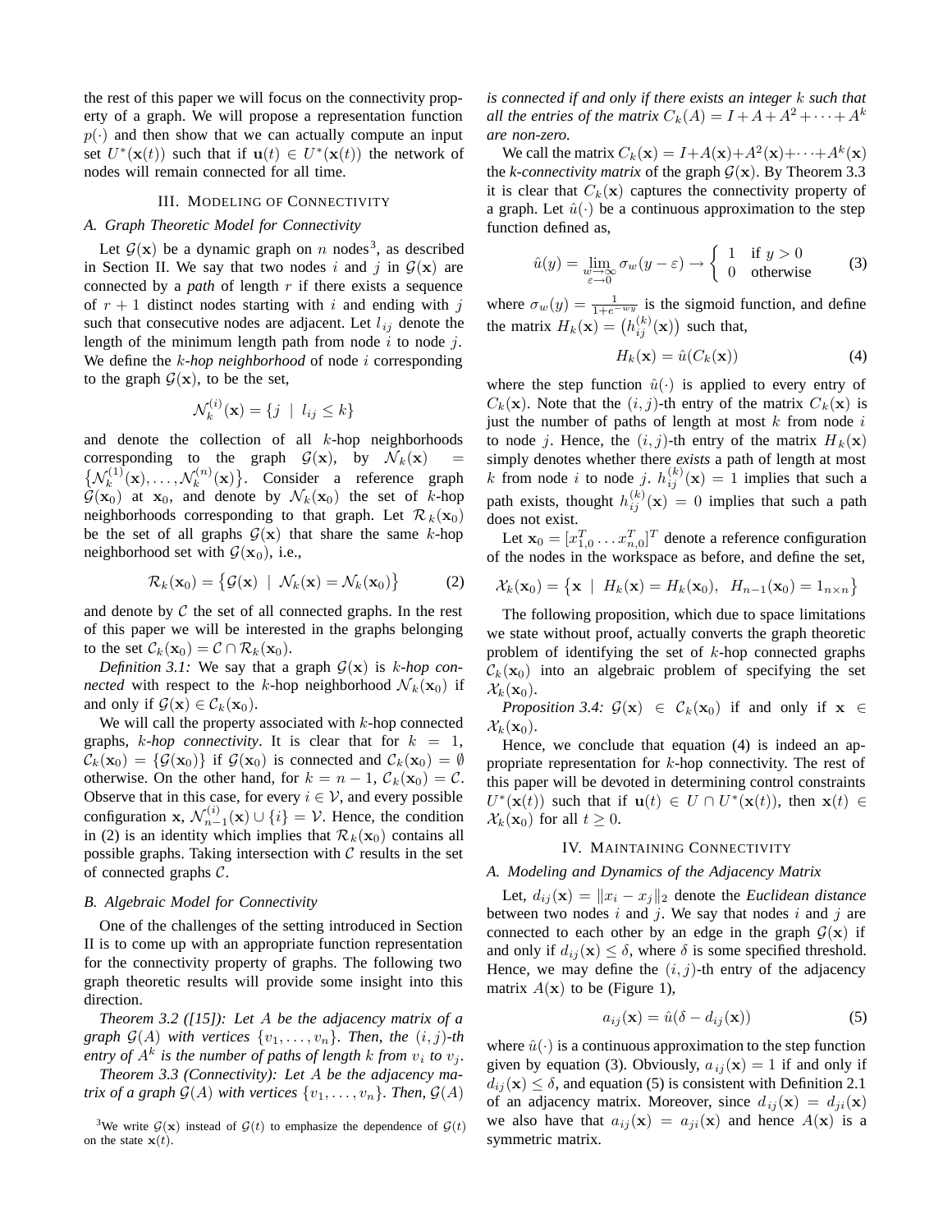the rest of this paper we will focus on the connectivity property of a graph. We will propose a representation function $p(\cdot)$ and then show that we can actually compute an input set $U^*(\mathbf{x}(t))$ such that if $\mathbf{u}(t) \in U^*(\mathbf{x}(t))$ the network of nodes will remain connected for all time.

## III. Modeling of Connectivity

### A. Graph Theoretic Model for Connectivity

Let $\mathcal{G}(\mathbf{x})$ be a dynamic graph on $n$ nodes[3], as described in Section II. We say that two nodes $i$ and $j$ in $\mathcal{G}(\mathbf{x})$ are connected by a *path* of length $r$ if there exists a sequence of $r+1$ distinct nodes starting with $i$ and ending with $j$ such that consecutive nodes are adjacent. Let $l_{ij}$ denote the length of the minimum length path from node $i$ to node $j$. We define the $k$*-hop neighborhood* of node $i$ corresponding to the graph $\mathcal{G}(\mathbf{x})$, to be the set,

$$\mathcal{N}_k^{(i)}(\mathbf{x}) = \{j \mid l_{ij} \leq k\}$$

and denote the collection of all $k$-hop neighborhoods corresponding to the graph $\mathcal{G}(\mathbf{x})$, by $\mathcal{N}_k(\mathbf{x}) = \{\mathcal{N}_k^{(1)}(\mathbf{x}), \dots, \mathcal{N}_k^{(n)}(\mathbf{x})\}$. Consider a reference graph $\mathcal{G}(\mathbf{x}_0)$ at $\mathbf{x}_0$, and denote by $\mathcal{N}_k(\mathbf{x}_0)$ the set of $k$-hop neighborhoods corresponding to that graph. Let $\mathcal{R}_k(\mathbf{x}_0)$ be the set of all graphs $\mathcal{G}(\mathbf{x})$ that share the same $k$-hop neighborhood set with $\mathcal{G}(\mathbf{x}_0)$, i.e.,

$$\mathcal{R}_k(\mathbf{x}_0) = \{\mathcal{G}(\mathbf{x}) \mid \mathcal{N}_k(\mathbf{x}) = \mathcal{N}_k(\mathbf{x}_0)\} \tag{2}$$

and denote by $\mathcal{C}$ the set of all connected graphs. In the rest of this paper we will be interested in the graphs belonging to the set $\mathcal{C}_k(\mathbf{x}_0) = \mathcal{C} \cap \mathcal{R}_k(\mathbf{x}_0)$.

*Definition 3.1:* We say that a graph $\mathcal{G}(\mathbf{x})$ is $k$*-hop connected* with respect to the $k$-hop neighborhood $\mathcal{N}_k(\mathbf{x}_0)$ if and only if $\mathcal{G}(\mathbf{x}) \in \mathcal{C}_k(\mathbf{x}_0)$.

We will call the property associated with $k$-hop connected graphs, $k$*-hop connectivity*. It is clear that for $k = 1$, $\mathcal{C}_k(\mathbf{x}_0) = \{\mathcal{G}(\mathbf{x}_0)\}$ if $\mathcal{G}(\mathbf{x}_0)$ is connected and $\mathcal{C}_k(\mathbf{x}_0) = \emptyset$ otherwise. On the other hand, for $k = n-1$, $\mathcal{C}_k(\mathbf{x}_0) = \mathcal{C}$. Observe that in this case, for every $i \in \mathcal{V}$, and every possible configuration $\mathbf{x}$, $\mathcal{N}_{n-1}^{(i)}(\mathbf{x}) \cup \{i\} = \mathcal{V}$. Hence, the condition in (2) is an identity which implies that $\mathcal{R}_k(\mathbf{x}_0)$ contains all possible graphs. Taking intersection with $\mathcal{C}$ results in the set of connected graphs $\mathcal{C}$.

### B. Algebraic Model for Connectivity

One of the challenges of the setting introduced in Section II is to come up with an appropriate function representation for the connectivity property of graphs. The following two graph theoretic results will provide some insight into this direction.

*Theorem 3.2 ([15]): Let $A$ be the adjacency matrix of a graph $\mathcal{G}(A)$ with vertices $\{v_1, \dots, v_n\}$. Then, the $(i,j)$-th entry of $A^k$ is the number of paths of length $k$ from $v_i$ to $v_j$.*

*Theorem 3.3 (Connectivity): Let $A$ be the adjacency matrix of a graph $\mathcal{G}(A)$ with vertices $\{v_1, \dots, v_n\}$. Then, $\mathcal{G}(A)$ is connected if and only if there exists an integer $k$ such that all the entries of the matrix $C_k(A) = I + A + A^2 + \cdots + A^k$ are non-zero.*

We call the matrix $C_k(\mathbf{x}) = I + A(\mathbf{x}) + A^2(\mathbf{x}) + \cdots + A^k(\mathbf{x})$ the *k-connectivity matrix* of the graph $\mathcal{G}(\mathbf{x})$. By Theorem 3.3 it is clear that $C_k(\mathbf{x})$ captures the connectivity property of a graph. Let $\hat{u}(\cdot)$ be a continuous approximation to the step function defined as,

$$\hat{u}(y) = \lim_{\substack{w \to \infty \\ \varepsilon \to 0}} \sigma_w(y - \varepsilon) \to \begin{cases} 1 & \text{if } y > 0 \\ 0 & \text{otherwise} \end{cases} \tag{3}$$

where $\sigma_w(y) = \frac{1}{1+e^{-wy}}$ is the sigmoid function, and define the matrix $H_k(\mathbf{x}) = \left(h_{ij}^{(k)}(\mathbf{x})\right)$ such that,

$$H_k(\mathbf{x}) = \hat{u}(C_k(\mathbf{x})) \tag{4}$$

where the step function $\hat{u}(\cdot)$ is applied to every entry of $C_k(\mathbf{x})$. Note that the $(i,j)$-th entry of the matrix $C_k(\mathbf{x})$ is just the number of paths of length at most $k$ from node $i$ to node $j$. Hence, the $(i,j)$-th entry of the matrix $H_k(\mathbf{x})$ simply denotes whether there *exists* a path of length at most $k$ from node $i$ to node $j$. $h_{ij}^{(k)}(\mathbf{x}) = 1$ implies that such a path exists, thought $h_{ij}^{(k)}(\mathbf{x}) = 0$ implies that such a path does not exist.

Let $\mathbf{x}_0 = [x_{1,0}^T \dots x_{n,0}^T]^T$ denote a reference configuration of the nodes in the workspace as before, and define the set,

$$\mathcal{X}_k(\mathbf{x}_0) = \{\mathbf{x} \mid H_k(\mathbf{x}) = H_k(\mathbf{x}_0), \;\; H_{n-1}(\mathbf{x}_0) = 1_{n \times n}\}$$

The following proposition, which due to space limitations we state without proof, actually converts the graph theoretic problem of identifying the set of $k$-hop connected graphs $\mathcal{C}_k(\mathbf{x}_0)$ into an algebraic problem of specifying the set $\mathcal{X}_k(\mathbf{x}_0)$.

*Proposition 3.4:* $\mathcal{G}(\mathbf{x}) \in \mathcal{C}_k(\mathbf{x}_0)$ if and only if $\mathbf{x} \in \mathcal{X}_k(\mathbf{x}_0)$.

Hence, we conclude that equation (4) is indeed an appropriate representation for $k$-hop connectivity. The rest of this paper will be devoted in determining control constraints $U^*(\mathbf{x}(t))$ such that if $\mathbf{u}(t) \in U \cap U^*(\mathbf{x}(t))$, then $\mathbf{x}(t) \in \mathcal{X}_k(\mathbf{x}_0)$ for all $t \geq 0$.

## IV. Maintaining Connectivity

### A. Modeling and Dynamics of the Adjacency Matrix

Let, $d_{ij}(\mathbf{x}) = \|x_i - x_j\|_2$ denote the *Euclidean distance* between two nodes $i$ and $j$. We say that nodes $i$ and $j$ are connected to each other by an edge in the graph $\mathcal{G}(\mathbf{x})$ if and only if $d_{ij}(\mathbf{x}) \leq \delta$, where $\delta$ is some specified threshold. Hence, we may define the $(i,j)$-th entry of the adjacency matrix $A(\mathbf{x})$ to be (Figure 1),

$$a_{ij}(\mathbf{x}) = \hat{u}(\delta - d_{ij}(\mathbf{x})) \tag{5}$$

where $\hat{u}(\cdot)$ is a continuous approximation to the step function given by equation (3). Obviously, $a_{ij}(\mathbf{x}) = 1$ if and only if $d_{ij}(\mathbf{x}) \leq \delta$, and equation (5) is consistent with Definition 2.1 of an adjacency matrix. Moreover, since $d_{ij}(\mathbf{x}) = d_{ji}(\mathbf{x})$ we also have that $a_{ij}(\mathbf{x}) = a_{ji}(\mathbf{x})$ and hence $A(\mathbf{x})$ is a symmetric matrix.

[3]We write $\mathcal{G}(\mathbf{x})$ instead of $\mathcal{G}(t)$ to emphasize the dependence of $\mathcal{G}(t)$ on the state $\mathbf{x}(t)$.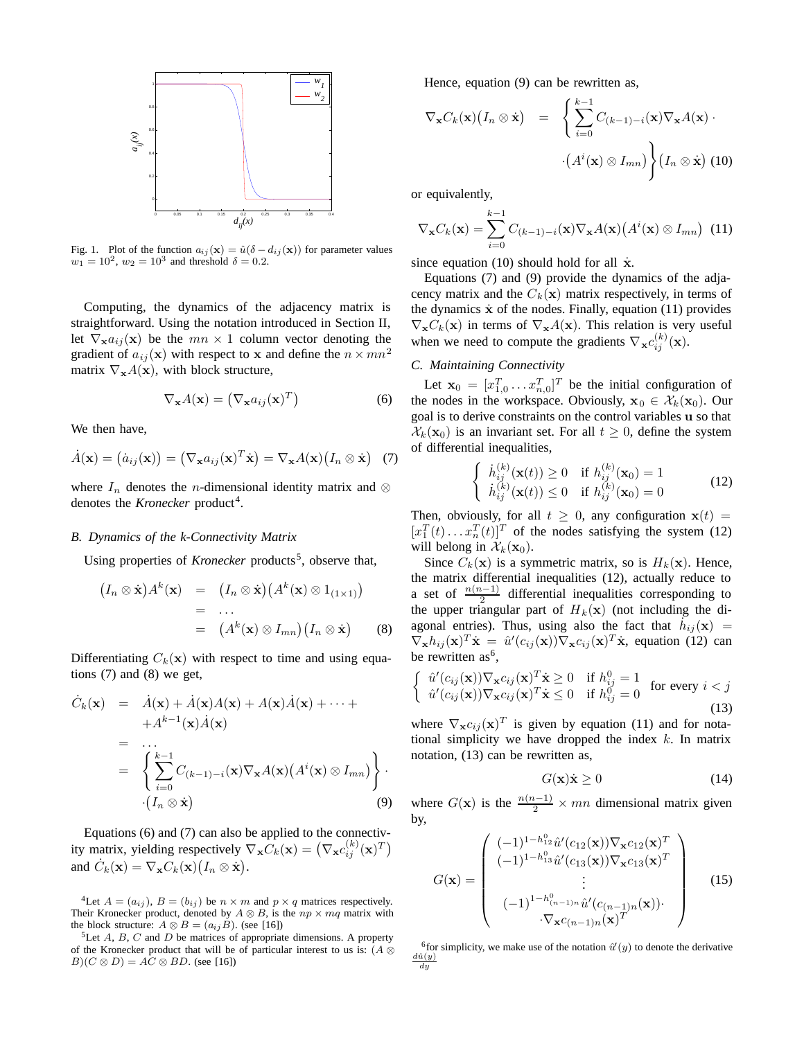1
0.8
0.6
0.4
0.2
0
0
0.05
0.1
0.15
0.2
0.25
0.3
0.35
0.4
$a_{ij}(x)$
$d_{ij}(x)$
$w_1$
$w_2$

Fig. 1. Plot of the function $a_{ij}(\mathbf{x}) = \hat{u}(\delta - d_{ij}(\mathbf{x}))$ for parameter values $w_1 = 10^2$, $w_2 = 10^3$ and threshold $\delta = 0.2$.

Computing, the dynamics of the adjacency matrix is straightforward. Using the notation introduced in Section II, let $\nabla_{\mathbf{x}} a_{ij}(\mathbf{x})$ be the $mn \times 1$ column vector denoting the gradient of $a_{ij}(\mathbf{x})$ with respect to $\mathbf{x}$ and define the $n \times mn^2$ matrix $\nabla_{\mathbf{x}} A(\mathbf{x})$, with block structure,

$$\nabla_{\mathbf{x}} A(\mathbf{x}) = \big(\nabla_{\mathbf{x}} a_{ij}(\mathbf{x})^T\big) \tag{6}$$

We then have,

$$\dot{A}(\mathbf{x}) = \big(\dot{a}_{ij}(\mathbf{x})\big) = \big(\nabla_{\mathbf{x}} a_{ij}(\mathbf{x})^T \dot{\mathbf{x}}\big) = \nabla_{\mathbf{x}} A(\mathbf{x})\big(I_n \otimes \dot{\mathbf{x}}\big) \tag{7}$$

where $I_n$ denotes the $n$-dimensional identity matrix and $\otimes$ denotes the *Kronecker* product[4].

### B. Dynamics of the k-Connectivity Matrix

Using properties of *Kronecker* products[5], observe that,

$$\begin{aligned}
\big(I_n \otimes \dot{\mathbf{x}}\big) A^k(\mathbf{x}) &= \big(I_n \otimes \dot{\mathbf{x}}\big)\big(A^k(\mathbf{x}) \otimes 1_{(1\times 1)}\big) \\
&= \dots \\
&= \big(A^k(\mathbf{x}) \otimes I_{mn}\big)\big(I_n \otimes \dot{\mathbf{x}}\big)
\end{aligned} \tag{8}$$

Differentiating $C_k(\mathbf{x})$ with respect to time and using equations (7) and (8) we get,

$$\begin{aligned}
\dot{C}_k(\mathbf{x}) &= \dot{A}(\mathbf{x}) + \dot{A}(\mathbf{x})A(\mathbf{x}) + A(\mathbf{x})\dot{A}(\mathbf{x}) + \dots + \\
&\quad + A^{k-1}(\mathbf{x})\dot{A}(\mathbf{x}) \\
&= \dots \\
&= \left\{ \sum_{i=0}^{k-1} C_{(k-1)-i}(\mathbf{x}) \nabla_{\mathbf{x}} A(\mathbf{x}) \big(A^i(\mathbf{x}) \otimes I_{mn}\big) \right\} \cdot \\
&\quad \cdot \big(I_n \otimes \dot{\mathbf{x}}\big)
\end{aligned} \tag{9}$$

Equations (6) and (7) can also be applied to the connectivity matrix, yielding respectively $\nabla_{\mathbf{x}} C_k(\mathbf{x}) = \big(\nabla_{\mathbf{x}} c_{ij}^{(k)}(\mathbf{x})^T\big)$ and $\dot{C}_k(\mathbf{x}) = \nabla_{\mathbf{x}} C_k(\mathbf{x})\big(I_n \otimes \dot{\mathbf{x}}\big)$.

Hence, equation (9) can be rewritten as,

$$\begin{aligned}
\nabla_{\mathbf{x}} C_k(\mathbf{x})\big(I_n \otimes \dot{\mathbf{x}}\big) &= \left\{ \sum_{i=0}^{k-1} C_{(k-1)-i}(\mathbf{x}) \nabla_{\mathbf{x}} A(\mathbf{x}) \cdot \right. \\
&\quad \left. \cdot \big(A^i(\mathbf{x}) \otimes I_{mn}\big) \right\} \big(I_n \otimes \dot{\mathbf{x}}\big)
\end{aligned} \tag{10}$$

or equivalently,

$$\nabla_{\mathbf{x}} C_k(\mathbf{x}) = \sum_{i=0}^{k-1} C_{(k-1)-i}(\mathbf{x}) \nabla_{\mathbf{x}} A(\mathbf{x}) \big(A^i(\mathbf{x}) \otimes I_{mn}\big) \tag{11}$$

since equation (10) should hold for all $\dot{\mathbf{x}}$.

Equations (7) and (9) provide the dynamics of the adjacency matrix and the $C_k(\mathbf{x})$ matrix respectively, in terms of the dynamics $\dot{\mathbf{x}}$ of the nodes. Finally, equation (11) provides $\nabla_{\mathbf{x}} C_k(\mathbf{x})$ in terms of $\nabla_{\mathbf{x}} A(\mathbf{x})$. This relation is very useful when we need to compute the gradients $\nabla_{\mathbf{x}} c_{ij}^{(k)}(\mathbf{x})$.

### C. Maintaining Connectivity

Let $\mathbf{x}_0 = [x_{1,0}^T \dots x_{n,0}^T]^T$ be the initial configuration of the nodes in the workspace. Obviously, $\mathbf{x}_0 \in \mathcal{X}_k(\mathbf{x}_0)$. Our goal is to derive constraints on the control variables $\mathbf{u}$ so that $\mathcal{X}_k(\mathbf{x}_0)$ is an invariant set. For all $t \geq 0$, define the system of differential inequalities,

$$\left\{ \begin{array}{ll} \dot{h}_{ij}^{(k)}(\mathbf{x}(t)) \geq 0 & \text{if } h_{ij}^{(k)}(\mathbf{x}_0) = 1 \\ \dot{h}_{ij}^{(k)}(\mathbf{x}(t)) \leq 0 & \text{if } h_{ij}^{(k)}(\mathbf{x}_0) = 0 \end{array} \right. \tag{12}$$

Then, obviously, for all $t \geq 0$, any configuration $\mathbf{x}(t) = [x_1^T(t) \dots x_n^T(t)]^T$ of the nodes satisfying the system (12) will belong in $\mathcal{X}_k(\mathbf{x}_0)$.

Since $C_k(\mathbf{x})$ is a symmetric matrix, so is $H_k(\mathbf{x})$. Hence, the matrix differential inequalities (12), actually reduce to a set of $\frac{n(n-1)}{2}$ differential inequalities corresponding to the upper triangular part of $H_k(\mathbf{x})$ (not including the diagonal entries). Thus, using also the fact that $\dot{h}_{ij}(\mathbf{x}) = \nabla_{\mathbf{x}} h_{ij}(\mathbf{x})^T \dot{\mathbf{x}} = \hat{u}'(c_{ij}(\mathbf{x})) \nabla_{\mathbf{x}} c_{ij}(\mathbf{x})^T \dot{\mathbf{x}}$, equation (12) can be rewritten as[6],

$$\left\{ \begin{array}{ll} \hat{u}'(c_{ij}(\mathbf{x})) \nabla_{\mathbf{x}} c_{ij}(\mathbf{x})^T \dot{\mathbf{x}} \geq 0 & \text{if } h_{ij}^0 = 1 \\ \hat{u}'(c_{ij}(\mathbf{x})) \nabla_{\mathbf{x}} c_{ij}(\mathbf{x})^T \dot{\mathbf{x}} \leq 0 & \text{if } h_{ij}^0 = 0 \end{array} \right. \text{for every } i < j \tag{13}$$

where $\nabla_{\mathbf{x}} c_{ij}(\mathbf{x})^T$ is given by equation (11) and for notational simplicity we have dropped the index $k$. In matrix notation, (13) can be rewritten as,

$$G(\mathbf{x})\dot{\mathbf{x}} \geq 0 \tag{14}$$

where $G(\mathbf{x})$ is the $\frac{n(n-1)}{2} \times mn$ dimensional matrix given by,

$$G(\mathbf{x}) = \begin{pmatrix} (-1)^{1-h_{12}^0} \hat{u}'(c_{12}(\mathbf{x})) \nabla_{\mathbf{x}} c_{12}(\mathbf{x})^T \\ (-1)^{1-h_{13}^0} \hat{u}'(c_{13}(\mathbf{x})) \nabla_{\mathbf{x}} c_{13}(\mathbf{x})^T \\ \vdots \\ (-1)^{1-h_{(n-1)n}^0} \hat{u}'(c_{(n-1)n}(\mathbf{x})) \cdot \\ \cdot \nabla_{\mathbf{x}} c_{(n-1)n}(\mathbf{x})^T \end{pmatrix} \tag{15}$$

[4] Let $A = (a_{ij})$, $B = (b_{ij})$ be $n \times m$ and $p \times q$ matrices respectively. Their Kronecker product, denoted by $A \otimes B$, is the $np \times mq$ matrix with the block structure: $A \otimes B = (a_{ij}B)$. (see [16])

[5] Let $A$, $B$, $C$ and $D$ be matrices of appropriate dimensions. A property of the Kronecker product that will be of particular interest to us is: $(A \otimes B)(C \otimes D) = AC \otimes BD$. (see [16])

[6] for simplicity, we make use of the notation $\hat{u}'(y)$ to denote the derivative $\frac{d\hat{u}(y)}{dy}$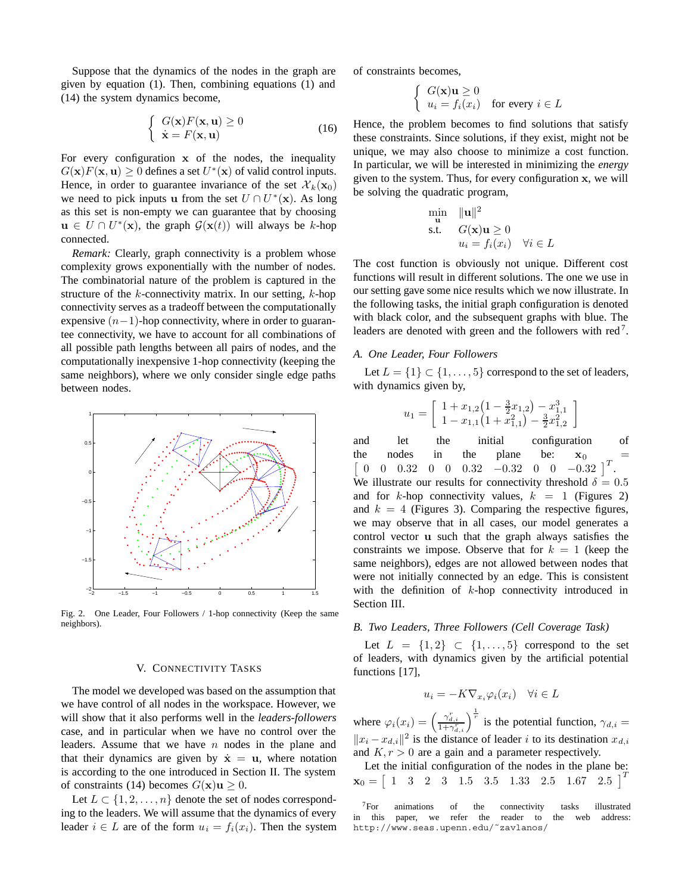Suppose that the dynamics of the nodes in the graph are given by equation (1). Then, combining equations (1) and (14) the system dynamics become,

$$\begin{cases} G(\mathbf{x})F(\mathbf{x},\mathbf{u}) \geq 0 \\ \dot{\mathbf{x}} = F(\mathbf{x},\mathbf{u}) \end{cases} \tag{16}$$

For every configuration $\mathbf{x}$ of the nodes, the inequality $G(\mathbf{x})F(\mathbf{x},\mathbf{u}) \geq 0$ defines a set $U^*(\mathbf{x})$ of valid control inputs. Hence, in order to guarantee invariance of the set $\mathcal{X}_k(\mathbf{x}_0)$ we need to pick inputs $\mathbf{u}$ from the set $U \cap U^*(\mathbf{x})$. As long as this set is non-empty we can guarantee that by choosing $\mathbf{u} \in U \cap U^*(\mathbf{x})$, the graph $\mathcal{G}(\mathbf{x}(t))$ will always be $k$-hop connected.

*Remark:* Clearly, graph connectivity is a problem whose complexity grows exponentially with the number of nodes. The combinatorial nature of the problem is captured in the structure of the $k$-connectivity matrix. In our setting, $k$-hop connectivity serves as a tradeoff between the computationally expensive $(n-1)$-hop connectivity, where in order to guarantee connectivity, we have to account for all combinations of all possible path lengths between all pairs of nodes, and the computationally inexpensive 1-hop connectivity (keeping the same neighbors), where we only consider single edge paths between nodes.

Fig. 2. One Leader, Four Followers / 1-hop connectivity (Keep the same neighbors).

## V. Connectivity Tasks

The model we developed was based on the assumption that we have control of all nodes in the workspace. However, we will show that it also performs well in the *leaders-followers* case, and in particular when we have no control over the leaders. Assume that we have $n$ nodes in the plane and that their dynamics are given by $\dot{\mathbf{x}} = \mathbf{u}$, where notation is according to the one introduced in Section II. The system of constraints (14) becomes $G(\mathbf{x})\mathbf{u} \geq 0$.

Let $L \subset \{1, 2, \ldots, n\}$ denote the set of nodes corresponding to the leaders. We will assume that the dynamics of every leader $i \in L$ are of the form $u_i = f_i(x_i)$. Then the system of constraints becomes,

$$\begin{cases} G(\mathbf{x})\mathbf{u} \geq 0 \\ u_i = f_i(x_i) \quad \text{for every } i \in L \end{cases}$$

Hence, the problem becomes to find solutions that satisfy these constraints. Since solutions, if they exist, might not be unique, we may also choose to minimize a cost function. In particular, we will be interested in minimizing the *energy* given to the system. Thus, for every configuration $\mathbf{x}$, we will be solving the quadratic program,

$$\begin{aligned} \min_{\mathbf{u}} \quad & \|\mathbf{u}\|^2 \\ \text{s.t.} \quad & G(\mathbf{x})\mathbf{u} \geq 0 \\ & u_i = f_i(x_i) \quad \forall i \in L \end{aligned}$$

The cost function is obviously not unique. Different cost functions will result in different solutions. The one we use in our setting gave some nice results which we now illustrate. In the following tasks, the initial graph configuration is denoted with black color, and the subsequent graphs with blue. The leaders are denoted with green and the followers with red[7].

### A. One Leader, Four Followers

Let $L = \{1\} \subset \{1, \ldots, 5\}$ correspond to the set of leaders, with dynamics given by,

$$u_1 = \begin{bmatrix} 1 + x_{1,2}\left(1 - \frac{3}{2}x_{1,2}\right) - x_{1,1}^3 \\ 1 - x_{1,1}\left(1 + x_{1,1}^2\right) - \frac{3}{2}x_{1,2}^2 \end{bmatrix}$$

and let the initial configuration of the nodes in the plane be: $\mathbf{x}_0 = \left[\begin{array}{ccccccccc} 0 & 0 & 0.32 & 0 & 0 & 0.32 & -0.32 & 0 & 0 & -0.32 \end{array}\right]^T$. We illustrate our results for connectivity threshold $\delta = 0.5$ and for $k$-hop connectivity values, $k = 1$ (Figures 2) and $k = 4$ (Figures 3). Comparing the respective figures, we may observe that in all cases, our model generates a control vector $\mathbf{u}$ such that the graph always satisfies the constraints we impose. Observe that for $k = 1$ (keep the same neighbors), edges are not allowed between nodes that were not initially connected by an edge. This is consistent with the definition of $k$-hop connectivity introduced in Section III.

### B. Two Leaders, Three Followers (Cell Coverage Task)

Let $L = \{1, 2\} \subset \{1, \ldots, 5\}$ correspond to the set of leaders, with dynamics given by the artificial potential functions [17],

$$u_i = -K\nabla_{x_i}\varphi_i(x_i) \quad \forall i \in L$$

where $\varphi_i(x_i) = \left(\frac{\gamma_{d,i}^r}{1+\gamma_{d,i}^r}\right)^{\frac{1}{r}}$ is the potential function, $\gamma_{d,i} = \|x_i - x_{d,i}\|^2$ is the distance of leader $i$ to its destination $x_{d,i}$ and $K, r > 0$ are a gain and a parameter respectively.

Let the initial configuration of the nodes in the plane be: $\mathbf{x}_0 = \left[\begin{array}{cccccccccc} 1 & 3 & 2 & 3 & 1.5 & 3.5 & 1.33 & 2.5 & 1.67 & 2.5 \end{array}\right]^T$

[7] For animations of the connectivity tasks illustrated in this paper, we refer the reader to the web address: http://www.seas.upenn.edu/~zavlanos/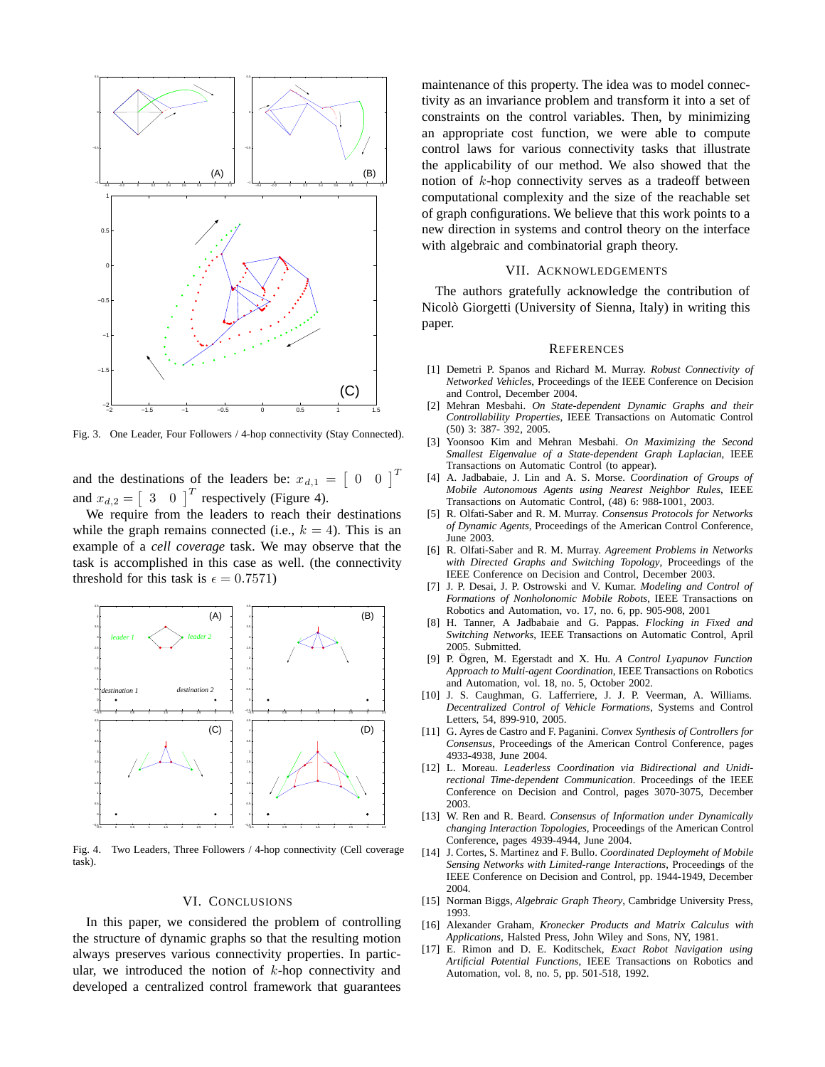(A)

(B)

(C)

Fig. 3. One Leader, Four Followers / 4-hop connectivity (Stay Connected).

and the destinations of the leaders be: $x_{d,1} = \begin{bmatrix} 0 & 0 \end{bmatrix}^T$ and $x_{d,2} = \begin{bmatrix} 3 & 0 \end{bmatrix}^T$ respectively (Figure 4).

We require from the leaders to reach their destinations while the graph remains connected (i.e., $k = 4$). This is an example of a *cell coverage* task. We may observe that the task is accomplished in this case as well. (the connectivity threshold for this task is $\epsilon = 0.7571$)

(A)

leader 1

leader 2

destination 1

destination 2

(B)

(C)

(D)

Fig. 4. Two Leaders, Three Followers / 4-hop connectivity (Cell coverage task).

## VI. Conclusions

In this paper, we considered the problem of controlling the structure of dynamic graphs so that the resulting motion always preserves various connectivity properties. In particular, we introduced the notion of $k$-hop connectivity and developed a centralized control framework that guarantees maintenance of this property. The idea was to model connectivity as an invariance problem and transform it into a set of constraints on the control variables. Then, by minimizing an appropriate cost function, we were able to compute control laws for various connectivity tasks that illustrate the applicability of our method. We also showed that the notion of $k$-hop connectivity serves as a tradeoff between computational complexity and the size of the reachable set of graph configurations. We believe that this work points to a new direction in systems and control theory on the interface with algebraic and combinatorial graph theory.

## VII. Acknowledgements

The authors gratefully acknowledge the contribution of Nicolò Giorgetti (University of Sienna, Italy) in writing this paper.

## References

[1] Demetri P. Spanos and Richard M. Murray. *Robust Connectivity of Networked Vehicles*, Proceedings of the IEEE Conference on Decision and Control, December 2004.

[2] Mehran Mesbahi. *On State-dependent Dynamic Graphs and their Controllability Properties*, IEEE Transactions on Automatic Control (50) 3: 387- 392, 2005.

[3] Yoonsoo Kim and Mehran Mesbahi. *On Maximizing the Second Smallest Eigenvalue of a State-dependent Graph Laplacian*, IEEE Transactions on Automatic Control (to appear).

[4] A. Jadbabaie, J. Lin and A. S. Morse. *Coordination of Groups of Mobile Autonomous Agents using Nearest Neighbor Rules*, IEEE Transactions on Automatic Control, (48) 6: 988-1001, 2003.

[5] R. Olfati-Saber and R. M. Murray. *Consensus Protocols for Networks of Dynamic Agents*, Proceedings of the American Control Conference, June 2003.

[6] R. Olfati-Saber and R. M. Murray. *Agreement Problems in Networks with Directed Graphs and Switching Topology*, Proceedings of the IEEE Conference on Decision and Control, December 2003.

[7] J. P. Desai, J. P. Ostrowski and V. Kumar. *Modeling and Control of Formations of Nonholonomic Mobile Robots*, IEEE Transactions on Robotics and Automation, vo. 17, no. 6, pp. 905-908, 2001

[8] H. Tanner, A Jadbabaie and G. Pappas. *Flocking in Fixed and Switching Networks*, IEEE Transactions on Automatic Control, April 2005. Submitted.

[9] P. Ögren, M. Egerstadt and X. Hu. *A Control Lyapunov Function Approach to Multi-agent Coordination*, IEEE Transactions on Robotics and Automation, vol. 18, no. 5, October 2002.

[10] J. S. Caughman, G. Lafferriere, J. J. P. Veerman, A. Williams. *Decentralized Control of Vehicle Formations*, Systems and Control Letters, 54, 899-910, 2005.

[11] G. Ayres de Castro and F. Paganini. *Convex Synthesis of Controllers for Consensus*, Proceedings of the American Control Conference, pages 4933-4938, June 2004.

[12] L. Moreau. *Leaderless Coordination via Bidirectional and Unidirectional Time-dependent Communication*. Proceedings of the IEEE Conference on Decision and Control, pages 3070-3075, December 2003.

[13] W. Ren and R. Beard. *Consensus of Information under Dynamically changing Interaction Topologies*, Proceedings of the American Control Conference, pages 4939-4944, June 2004.

[14] J. Cortes, S. Martinez and F. Bullo. *Coordinated Deploymeht of Mobile Sensing Networks with Limited-range Interactions*, Proceedings of the IEEE Conference on Decision and Control, pp. 1944-1949, December 2004.

[15] Norman Biggs, *Algebraic Graph Theory*, Cambridge University Press, 1993.

[16] Alexander Graham, *Kronecker Products and Matrix Calculus with Applications*, Halsted Press, John Wiley and Sons, NY, 1981.

[17] E. Rimon and D. E. Koditschek, *Exact Robot Navigation using Artificial Potential Functions*, IEEE Transactions on Robotics and Automation, vol. 8, no. 5, pp. 501-518, 1992.